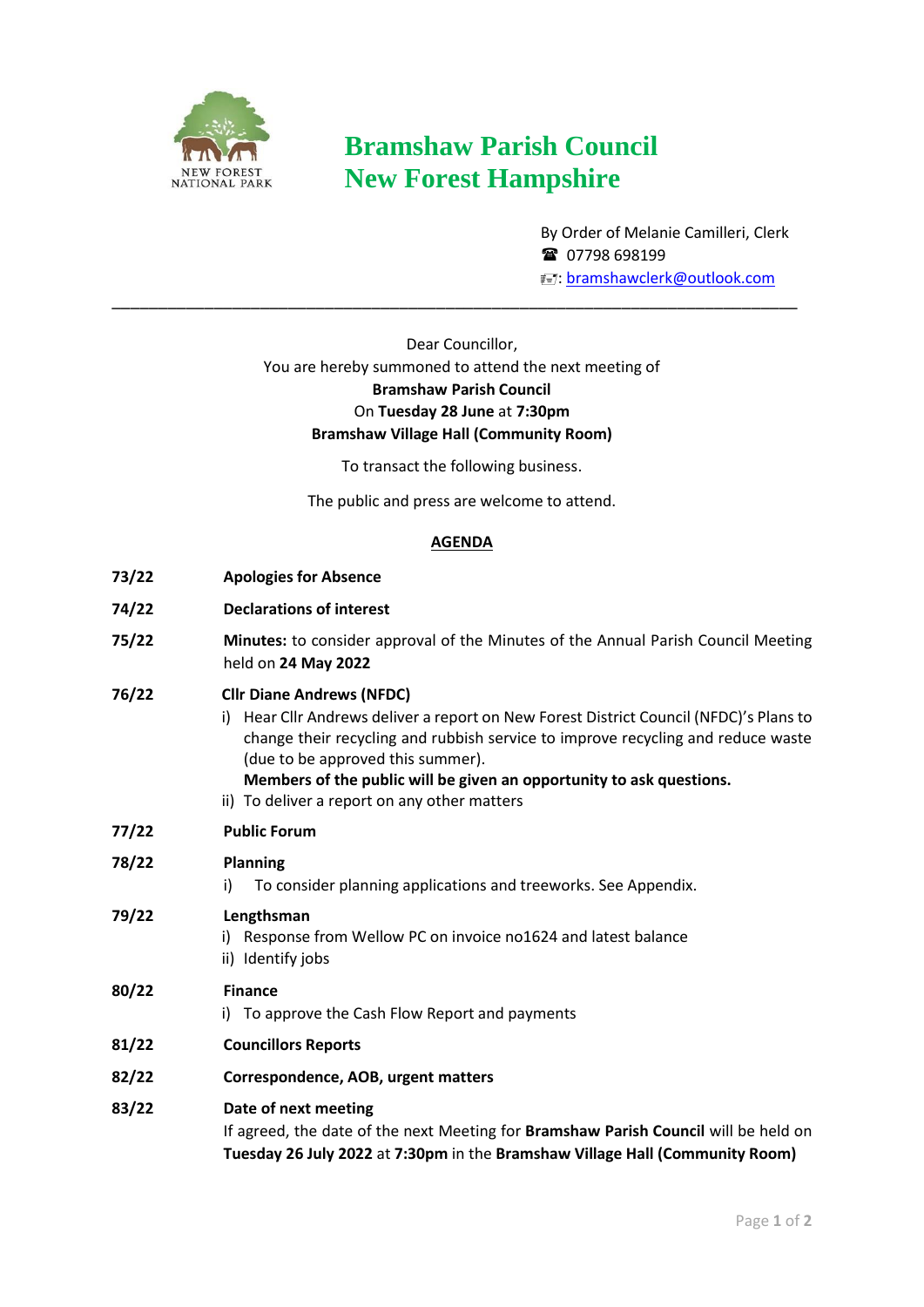NEW FOREST NATIONAL PARK

# Bramshaw Parish Council
# New Forest Hampshire

By Order of Melanie Camilleri, Clerk
☎ 07798 698199
: bramshawclerk@outlook.com

---

Dear Councillor,
You are hereby summoned to attend the next meeting of
**Bramshaw Parish Council**
On **Tuesday 28 June** at **7:30pm**
**Bramshaw Village Hall (Community Room)**

To transact the following business.

The public and press are welcome to attend.

## AGENDA

**73/22** **Apologies for Absence**

**74/22** **Declarations of interest**

**75/22** **Minutes:** to consider approval of the Minutes of the Annual Parish Council Meeting held on **24 May 2022**

**76/22** **Cllr Diane Andrews (NFDC)**

i) Hear Cllr Andrews deliver a report on New Forest District Council (NFDC)'s Plans to change their recycling and rubbish service to improve recycling and reduce waste (due to be approved this summer).
**Members of the public will be given an opportunity to ask questions.**

ii) To deliver a report on any other matters

**77/22** **Public Forum**

**78/22** **Planning**

i) To consider planning applications and treeworks. See Appendix.

**79/22** **Lengthsman**

i) Response from Wellow PC on invoice no1624 and latest balance

ii) Identify jobs

**80/22** **Finance**

i) To approve the Cash Flow Report and payments

**81/22** **Councillors Reports**

**82/22** **Correspondence, AOB, urgent matters**

**83/22** **Date of next meeting**

If agreed, the date of the next Meeting for **Bramshaw Parish Council** will be held on **Tuesday 26 July 2022** at **7:30pm** in the **Bramshaw Village Hall (Community Room)**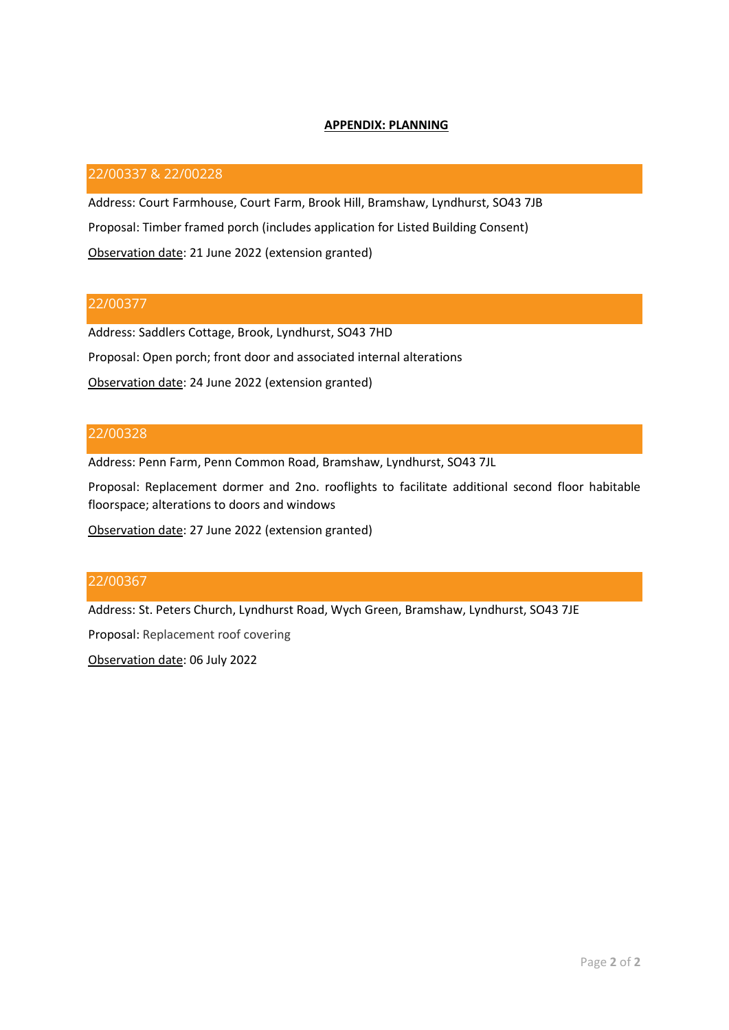**APPENDIX: PLANNING**

## 22/00337 & 22/00228

Address: Court Farmhouse, Court Farm, Brook Hill, Bramshaw, Lyndhurst, SO43 7JB

Proposal: Timber framed porch (includes application for Listed Building Consent)

Observation date: 21 June 2022 (extension granted)

## 22/00377

Address: Saddlers Cottage, Brook, Lyndhurst, SO43 7HD

Proposal: Open porch; front door and associated internal alterations

Observation date: 24 June 2022 (extension granted)

## 22/00328

Address: Penn Farm, Penn Common Road, Bramshaw, Lyndhurst, SO43 7JL

Proposal: Replacement dormer and 2no. rooflights to facilitate additional second floor habitable floorspace; alterations to doors and windows

Observation date: 27 June 2022 (extension granted)

## 22/00367

Address: St. Peters Church, Lyndhurst Road, Wych Green, Bramshaw, Lyndhurst, SO43 7JE

Proposal: Replacement roof covering

Observation date: 06 July 2022